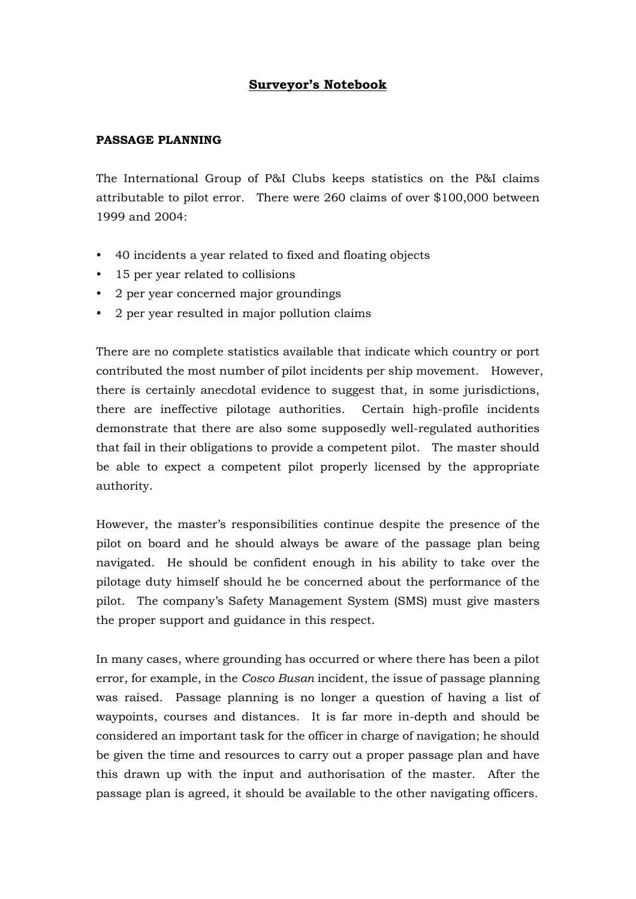# Surveyor's Notebook

## PASSAGE PLANNING

The International Group of P&I Clubs keeps statistics on the P&I claims attributable to pilot error. There were 260 claims of over $100,000 between 1999 and 2004:

- 40 incidents a year related to fixed and floating objects
- 15 per year related to collisions
- 2 per year concerned major groundings
- 2 per year resulted in major pollution claims

There are no complete statistics available that indicate which country or port contributed the most number of pilot incidents per ship movement. However, there is certainly anecdotal evidence to suggest that, in some jurisdictions, there are ineffective pilotage authorities. Certain high-profile incidents demonstrate that there are also some supposedly well-regulated authorities that fail in their obligations to provide a competent pilot. The master should be able to expect a competent pilot properly licensed by the appropriate authority.

However, the master's responsibilities continue despite the presence of the pilot on board and he should always be aware of the passage plan being navigated. He should be confident enough in his ability to take over the pilotage duty himself should he be concerned about the performance of the pilot. The company's Safety Management System (SMS) must give masters the proper support and guidance in this respect.

In many cases, where grounding has occurred or where there has been a pilot error, for example, in the *Cosco Busan* incident, the issue of passage planning was raised. Passage planning is no longer a question of having a list of waypoints, courses and distances. It is far more in-depth and should be considered an important task for the officer in charge of navigation; he should be given the time and resources to carry out a proper passage plan and have this drawn up with the input and authorisation of the master. After the passage plan is agreed, it should be available to the other navigating officers.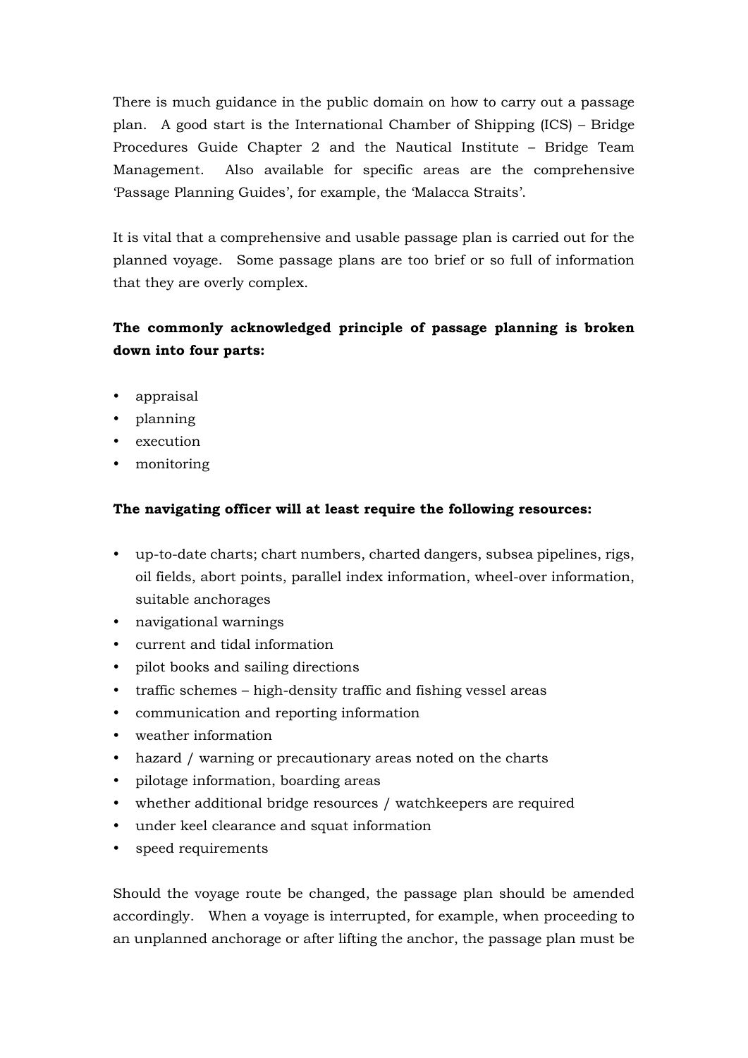There is much guidance in the public domain on how to carry out a passage plan. A good start is the International Chamber of Shipping (ICS) – Bridge Procedures Guide Chapter 2 and the Nautical Institute – Bridge Team Management. Also available for specific areas are the comprehensive 'Passage Planning Guides', for example, the 'Malacca Straits'.

It is vital that a comprehensive and usable passage plan is carried out for the planned voyage. Some passage plans are too brief or so full of information that they are overly complex.

**The commonly acknowledged principle of passage planning is broken down into four parts:**

- appraisal
- planning
- execution
- monitoring

**The navigating officer will at least require the following resources:**

- up-to-date charts; chart numbers, charted dangers, subsea pipelines, rigs, oil fields, abort points, parallel index information, wheel-over information, suitable anchorages
- navigational warnings
- current and tidal information
- pilot books and sailing directions
- traffic schemes – high-density traffic and fishing vessel areas
- communication and reporting information
- weather information
- hazard / warning or precautionary areas noted on the charts
- pilotage information, boarding areas
- whether additional bridge resources / watchkeepers are required
- under keel clearance and squat information
- speed requirements

Should the voyage route be changed, the passage plan should be amended accordingly. When a voyage is interrupted, for example, when proceeding to an unplanned anchorage or after lifting the anchor, the passage plan must be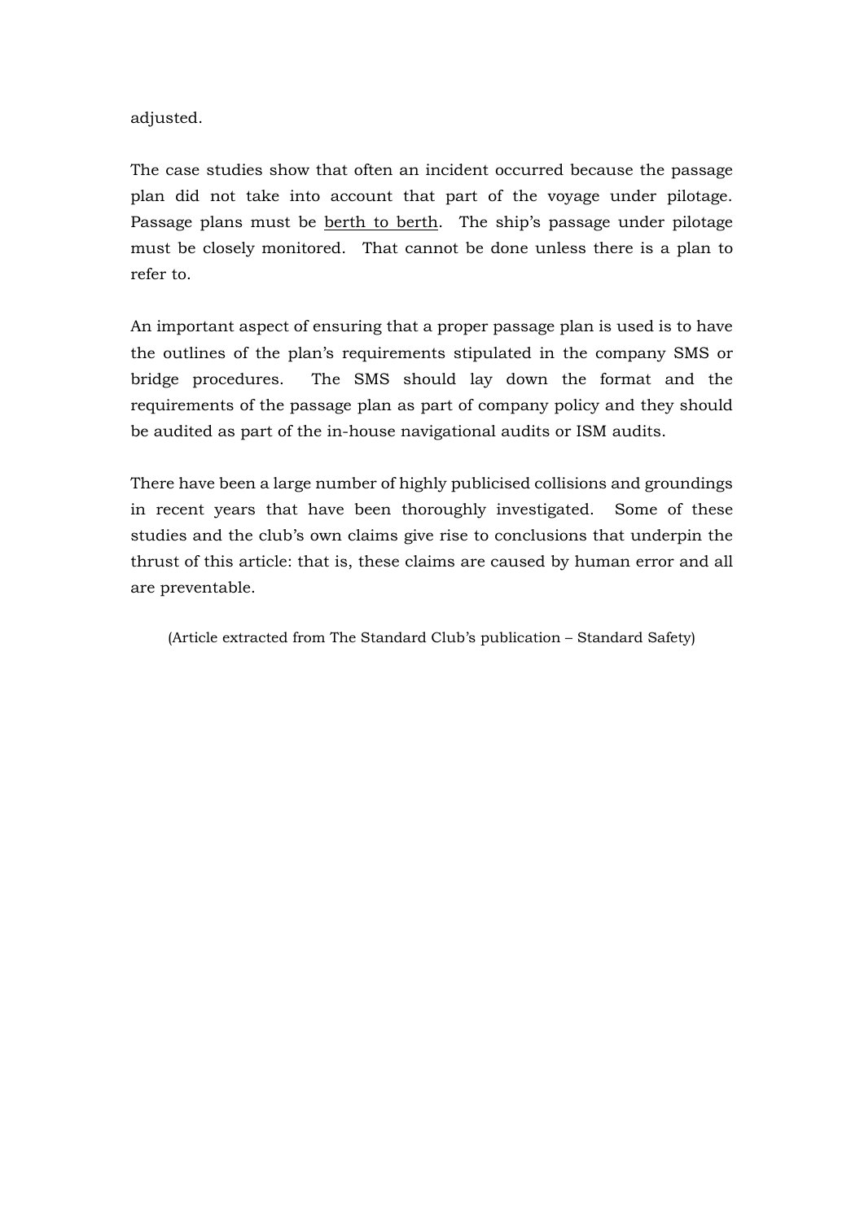adjusted.

The case studies show that often an incident occurred because the passage plan did not take into account that part of the voyage under pilotage. Passage plans must be <u>berth to berth</u>. The ship's passage under pilotage must be closely monitored. That cannot be done unless there is a plan to refer to.

An important aspect of ensuring that a proper passage plan is used is to have the outlines of the plan's requirements stipulated in the company SMS or bridge procedures. The SMS should lay down the format and the requirements of the passage plan as part of company policy and they should be audited as part of the in-house navigational audits or ISM audits.

There have been a large number of highly publicised collisions and groundings in recent years that have been thoroughly investigated. Some of these studies and the club's own claims give rise to conclusions that underpin the thrust of this article: that is, these claims are caused by human error and all are preventable.

(Article extracted from The Standard Club's publication – Standard Safety)